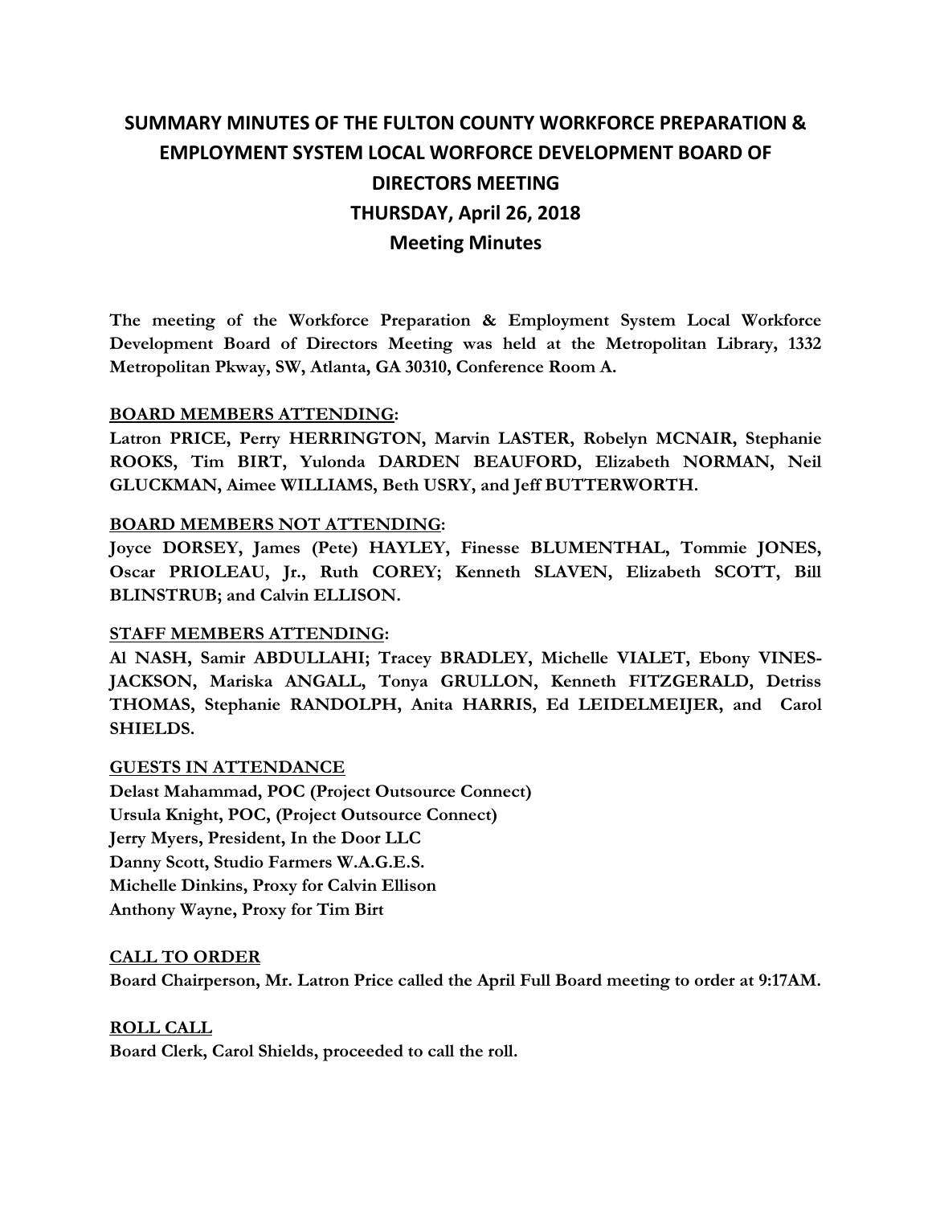# SUMMARY MINUTES OF THE FULTON COUNTY WORKFORCE PREPARATION & EMPLOYMENT SYSTEM LOCAL WORFORCE DEVELOPMENT BOARD OF DIRECTORS MEETING
## THURSDAY, April 26, 2018
## Meeting Minutes

**The meeting of the Workforce Preparation & Employment System Local Workforce Development Board of Directors Meeting was held at the Metropolitan Library, 1332 Metropolitan Pkway, SW, Atlanta, GA 30310, Conference Room A.**

**BOARD MEMBERS ATTENDING:**
**Latron PRICE, Perry HERRINGTON, Marvin LASTER, Robelyn MCNAIR, Stephanie ROOKS, Tim BIRT, Yulonda DARDEN BEAUFORD, Elizabeth NORMAN, Neil GLUCKMAN, Aimee WILLIAMS, Beth USRY, and Jeff BUTTERWORTH.**

**BOARD MEMBERS NOT ATTENDING:**
**Joyce DORSEY, James (Pete) HAYLEY, Finesse BLUMENTHAL, Tommie JONES, Oscar PRIOLEAU, Jr., Ruth COREY; Kenneth SLAVEN, Elizabeth SCOTT, Bill BLINSTRUB; and Calvin ELLISON.**

**STAFF MEMBERS ATTENDING:**
**Al NASH, Samir ABDULLAHI; Tracey BRADLEY, Michelle VIALET, Ebony VINES-JACKSON, Mariska ANGALL, Tonya GRULLON, Kenneth FITZGERALD, Detriss THOMAS, Stephanie RANDOLPH, Anita HARRIS, Ed LEIDELMEIJER, and Carol SHIELDS.**

**GUESTS IN ATTENDANCE**
**Delast Mahammad, POC (Project Outsource Connect)**
**Ursula Knight, POC, (Project Outsource Connect)**
**Jerry Myers, President, In the Door LLC**
**Danny Scott, Studio Farmers W.A.G.E.S.**
**Michelle Dinkins, Proxy for Calvin Ellison**
**Anthony Wayne, Proxy for Tim Birt**

**CALL TO ORDER**
**Board Chairperson, Mr. Latron Price called the April Full Board meeting to order at 9:17AM.**

**ROLL CALL**
**Board Clerk, Carol Shields, proceeded to call the roll.**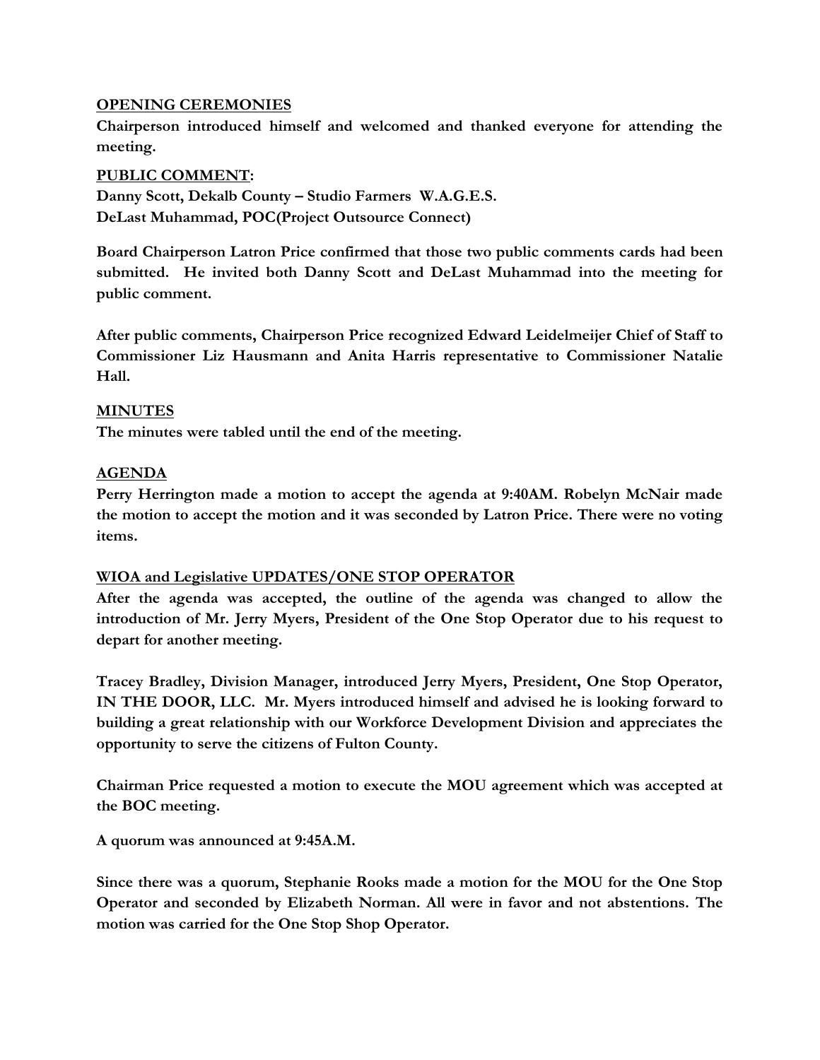**OPENING CEREMONIES**

**Chairperson introduced himself and welcomed and thanked everyone for attending the meeting.**

**PUBLIC COMMENT:**

**Danny Scott, Dekalb County – Studio Farmers W.A.G.E.S.**
**DeLast Muhammad, POC(Project Outsource Connect)**

**Board Chairperson Latron Price confirmed that those two public comments cards had been submitted. He invited both Danny Scott and DeLast Muhammad into the meeting for public comment.**

**After public comments, Chairperson Price recognized Edward Leidelmeijer Chief of Staff to Commissioner Liz Hausmann and Anita Harris representative to Commissioner Natalie Hall.**

**MINUTES**

**The minutes were tabled until the end of the meeting.**

**AGENDA**

**Perry Herrington made a motion to accept the agenda at 9:40AM. Robelyn McNair made the motion to accept the motion and it was seconded by Latron Price. There were no voting items.**

**WIOA and Legislative UPDATES/ONE STOP OPERATOR**

**After the agenda was accepted, the outline of the agenda was changed to allow the introduction of Mr. Jerry Myers, President of the One Stop Operator due to his request to depart for another meeting.**

**Tracey Bradley, Division Manager, introduced Jerry Myers, President, One Stop Operator, IN THE DOOR, LLC. Mr. Myers introduced himself and advised he is looking forward to building a great relationship with our Workforce Development Division and appreciates the opportunity to serve the citizens of Fulton County.**

**Chairman Price requested a motion to execute the MOU agreement which was accepted at the BOC meeting.**

**A quorum was announced at 9:45A.M.**

**Since there was a quorum, Stephanie Rooks made a motion for the MOU for the One Stop Operator and seconded by Elizabeth Norman. All were in favor and not abstentions. The motion was carried for the One Stop Shop Operator.**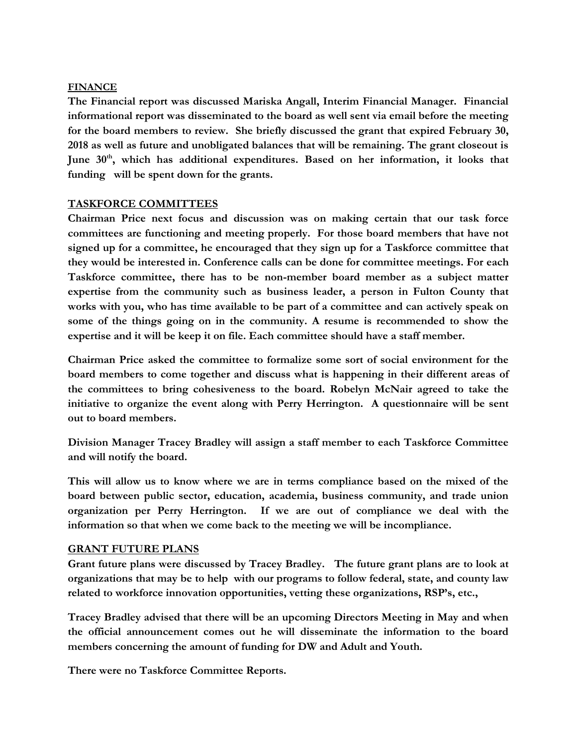**FINANCE**

**The Financial report was discussed Mariska Angall, Interim Financial Manager. Financial informational report was disseminated to the board as well sent via email before the meeting for the board members to review. She briefly discussed the grant that expired February 30, 2018 as well as future and unobligated balances that will be remaining. The grant closeout is June 30th, which has additional expenditures. Based on her information, it looks that funding will be spent down for the grants.**

**TASKFORCE COMMITTEES**

**Chairman Price next focus and discussion was on making certain that our task force committees are functioning and meeting properly. For those board members that have not signed up for a committee, he encouraged that they sign up for a Taskforce committee that they would be interested in. Conference calls can be done for committee meetings. For each Taskforce committee, there has to be non-member board member as a subject matter expertise from the community such as business leader, a person in Fulton County that works with you, who has time available to be part of a committee and can actively speak on some of the things going on in the community. A resume is recommended to show the expertise and it will be keep it on file. Each committee should have a staff member.**

**Chairman Price asked the committee to formalize some sort of social environment for the board members to come together and discuss what is happening in their different areas of the committees to bring cohesiveness to the board. Robelyn McNair agreed to take the initiative to organize the event along with Perry Herrington. A questionnaire will be sent out to board members.**

**Division Manager Tracey Bradley will assign a staff member to each Taskforce Committee and will notify the board.**

**This will allow us to know where we are in terms compliance based on the mixed of the board between public sector, education, academia, business community, and trade union organization per Perry Herrington. If we are out of compliance we deal with the information so that when we come back to the meeting we will be incompliance.**

**GRANT FUTURE PLANS**

**Grant future plans were discussed by Tracey Bradley. The future grant plans are to look at organizations that may be to help with our programs to follow federal, state, and county law related to workforce innovation opportunities, vetting these organizations, RSP's, etc.,**

**Tracey Bradley advised that there will be an upcoming Directors Meeting in May and when the official announcement comes out he will disseminate the information to the board members concerning the amount of funding for DW and Adult and Youth.**

**There were no Taskforce Committee Reports.**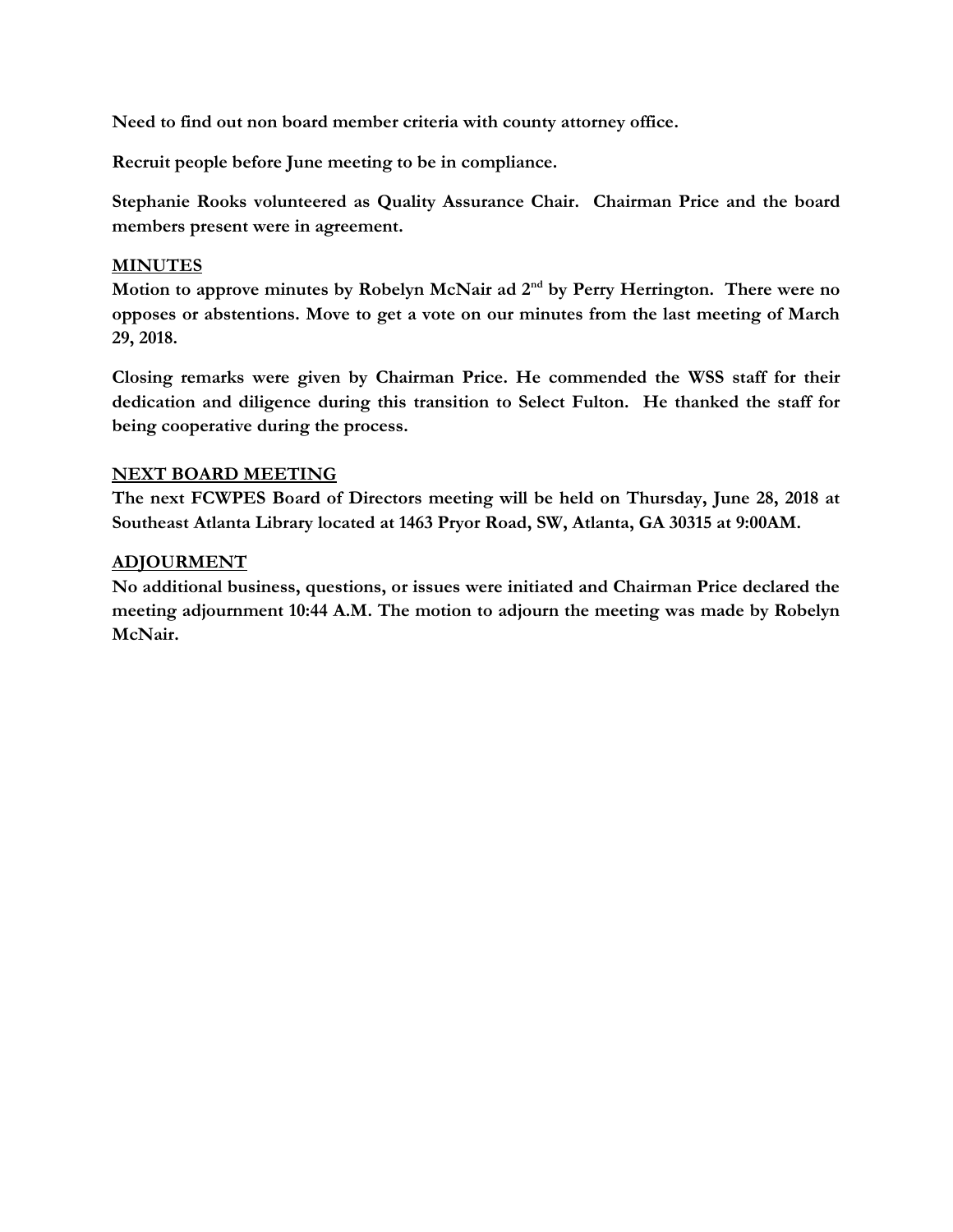**Need to find out non board member criteria with county attorney office.**

**Recruit people before June meeting to be in compliance.**

**Stephanie Rooks volunteered as Quality Assurance Chair. Chairman Price and the board members present were in agreement.**

## MINUTES

**Motion to approve minutes by Robelyn McNair ad 2nd by Perry Herrington. There were no opposes or abstentions. Move to get a vote on our minutes from the last meeting of March 29, 2018.**

**Closing remarks were given by Chairman Price. He commended the WSS staff for their dedication and diligence during this transition to Select Fulton. He thanked the staff for being cooperative during the process.**

## NEXT BOARD MEETING

**The next FCWPES Board of Directors meeting will be held on Thursday, June 28, 2018 at Southeast Atlanta Library located at 1463 Pryor Road, SW, Atlanta, GA 30315 at 9:00AM.**

## ADJOURMENT

**No additional business, questions, or issues were initiated and Chairman Price declared the meeting adjournment 10:44 A.M. The motion to adjourn the meeting was made by Robelyn McNair.**